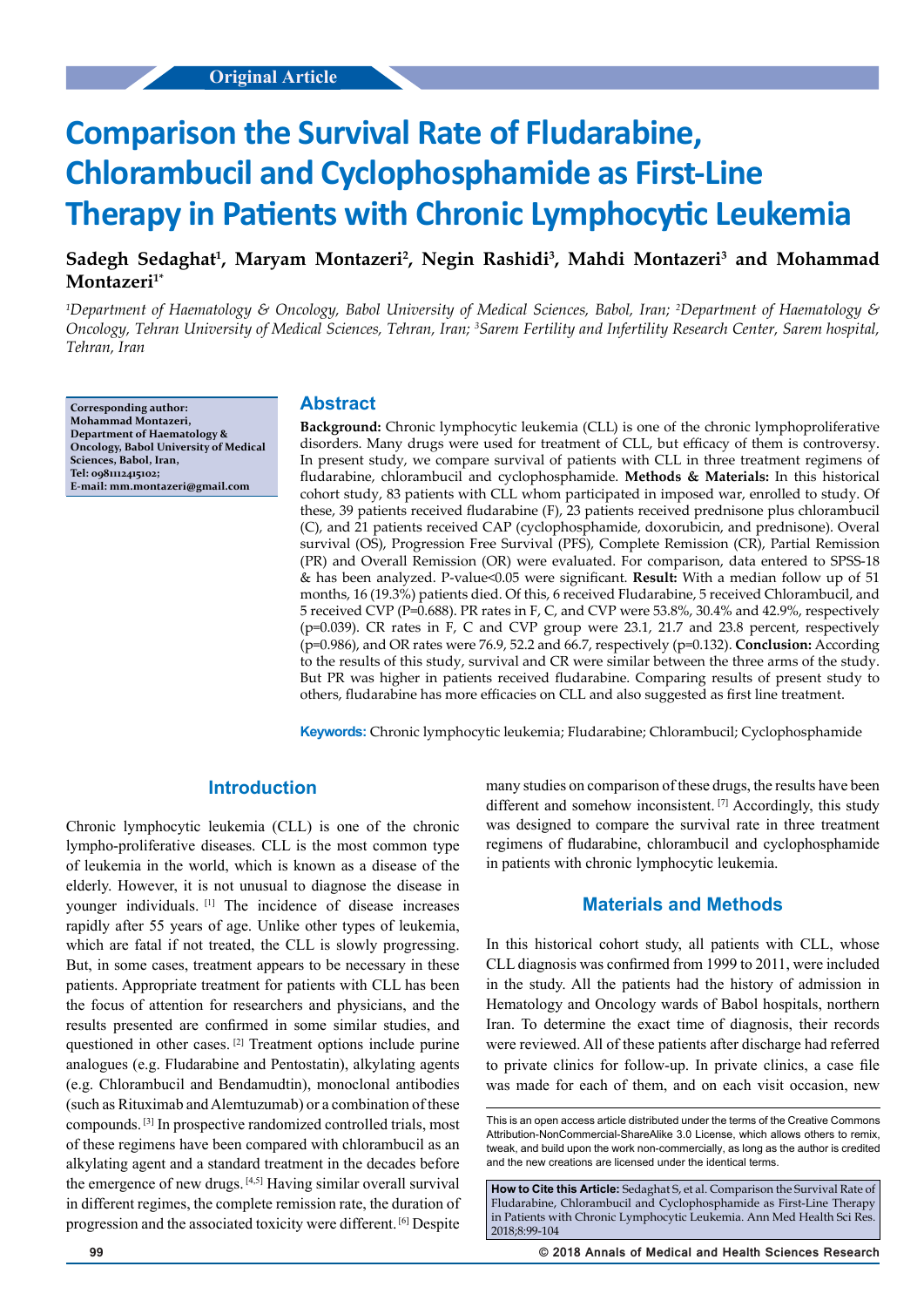Original Article

# Comparison the Survival Rate of Fludarabine, Chlorambucil and Cyclophosphamide as First-Line Therapy in Patients with Chronic Lymphocytic Leukemia

**Sadegh Sedaghat[1], Maryam Montazeri[2], Negin Rashidi[3], Mahdi Montazeri[3] and Mohammad Montazeri[1*]**

*[1]Department of Haematology & Oncology, Babol University of Medical Sciences, Babol, Iran; [2]Department of Haematology & Oncology, Tehran University of Medical Sciences, Tehran, Iran; [3]Sarem Fertility and Infertility Research Center, Sarem hospital, Tehran, Iran*

**Corresponding author: Mohammad Montazeri, Department of Haematology & Oncology, Babol University of Medical Sciences, Babol, Iran, Tel: 098112415102; E-mail: mm.montazeri@gmail.com**

## Abstract

**Background:** Chronic lymphocytic leukemia (CLL) is one of the chronic lymphoproliferative disorders. Many drugs were used for treatment of CLL, but efficacy of them is controversy. In present study, we compare survival of patients with CLL in three treatment regimens of fludarabine, chlorambucil and cyclophosphamide. **Methods & Materials:** In this historical cohort study, 83 patients with CLL whom participated in imposed war, enrolled to study. Of these, 39 patients received fludarabine (F), 23 patients received prednisone plus chlorambucil (C), and 21 patients received CAP (cyclophosphamide, doxorubicin, and prednisone). Overal survival (OS), Progression Free Survival (PFS), Complete Remission (CR), Partial Remission (PR) and Overall Remission (OR) were evaluated. For comparison, data entered to SPSS-18 & has been analyzed. P-value<0.05 were significant. **Result:** With a median follow up of 51 months, 16 (19.3%) patients died. Of this, 6 received Fludarabine, 5 received Chlorambucil, and 5 received CVP (P=0.688). PR rates in F, C, and CVP were 53.8%, 30.4% and 42.9%, respectively (p=0.039). CR rates in F, C and CVP group were 23.1, 21.7 and 23.8 percent, respectively (p=0.986), and OR rates were 76.9, 52.2 and 66.7, respectively (p=0.132). **Conclusion:** According to the results of this study, survival and CR were similar between the three arms of the study. But PR was higher in patients received fludarabine. Comparing results of present study to others, fludarabine has more efficacies on CLL and also suggested as first line treatment.

**Keywords:** Chronic lymphocytic leukemia; Fludarabine; Chlorambucil; Cyclophosphamide

## Introduction

Chronic lymphocytic leukemia (CLL) is one of the chronic lympho-proliferative diseases. CLL is the most common type of leukemia in the world, which is known as a disease of the elderly. However, it is not unusual to diagnose the disease in younger individuals. [1] The incidence of disease increases rapidly after 55 years of age. Unlike other types of leukemia, which are fatal if not treated, the CLL is slowly progressing. But, in some cases, treatment appears to be necessary in these patients. Appropriate treatment for patients with CLL has been the focus of attention for researchers and physicians, and the results presented are confirmed in some similar studies, and questioned in other cases. [2] Treatment options include purine analogues (e.g. Fludarabine and Pentostatin), alkylating agents (e.g. Chlorambucil and Bendamudtin), monoclonal antibodies (such as Rituximab and Alemtuzumab) or a combination of these compounds. [3] In prospective randomized controlled trials, most of these regimens have been compared with chlorambucil as an alkylating agent and a standard treatment in the decades before the emergence of new drugs. [4,5] Having similar overall survival in different regimes, the complete remission rate, the duration of progression and the associated toxicity were different. [6] Despite many studies on comparison of these drugs, the results have been different and somehow inconsistent. [7] Accordingly, this study was designed to compare the survival rate in three treatment regimens of fludarabine, chlorambucil and cyclophosphamide in patients with chronic lymphocytic leukemia.

## Materials and Methods

In this historical cohort study, all patients with CLL, whose CLL diagnosis was confirmed from 1999 to 2011, were included in the study. All the patients had the history of admission in Hematology and Oncology wards of Babol hospitals, northern Iran. To determine the exact time of diagnosis, their records were reviewed. All of these patients after discharge had referred to private clinics for follow-up. In private clinics, a case file was made for each of them, and on each visit occasion, new

This is an open access article distributed under the terms of the Creative Commons Attribution-NonCommercial-ShareAlike 3.0 License, which allows others to remix, tweak, and build upon the work non-commercially, as long as the author is credited and the new creations are licensed under the identical terms.

**How to Cite this Article:** Sedaghat S, et al. Comparison the Survival Rate of Fludarabine, Chlorambucil and Cyclophosphamide as First-Line Therapy in Patients with Chronic Lymphocytic Leukemia. Ann Med Health Sci Res. 2018;8:99-104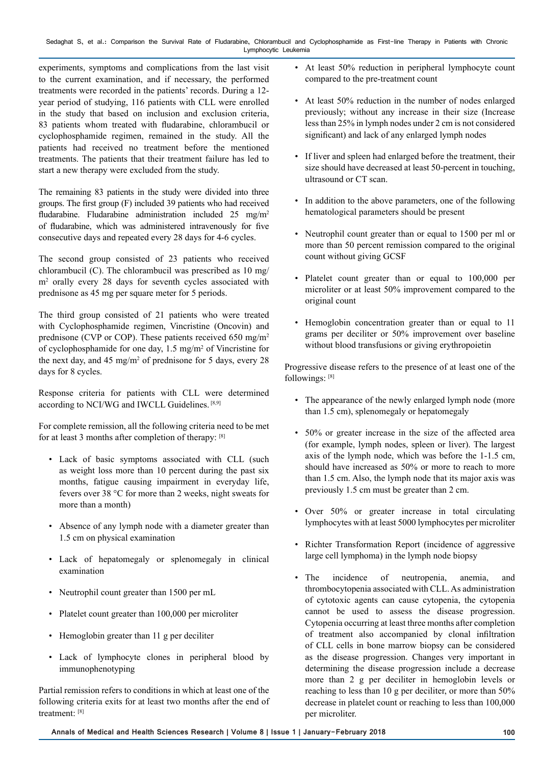experiments, symptoms and complications from the last visit to the current examination, and if necessary, the performed treatments were recorded in the patients' records. During a 12-year period of studying, 116 patients with CLL were enrolled in the study that based on inclusion and exclusion criteria, 83 patients whom treated with fludarabine, chlorambucil or cyclophosphamide regimen, remained in the study. All the patients had received no treatment before the mentioned treatments. The patients that their treatment failure has led to start a new therapy were excluded from the study.

The remaining 83 patients in the study were divided into three groups. The first group (F) included 39 patients who had received fludarabine. Fludarabine administration included 25 mg/m$^2$ of fludarabine, which was administered intravenously for five consecutive days and repeated every 28 days for 4-6 cycles.

The second group consisted of 23 patients who received chlorambucil (C). The chlorambucil was prescribed as 10 mg/m$^2$ orally every 28 days for seventh cycles associated with prednisone as 45 mg per square meter for 5 periods.

The third group consisted of 21 patients who were treated with Cyclophosphamide regimen, Vincristine (Oncovin) and prednisone (CVP or COP). These patients received 650 mg/m$^2$ of cyclophosphamide for one day, 1.5 mg/m$^2$ of Vincristine for the next day, and 45 mg/m$^2$ of prednisone for 5 days, every 28 days for 8 cycles.

Response criteria for patients with CLL were determined according to NCI/WG and IWCLL Guidelines. [8,9]

For complete remission, all the following criteria need to be met for at least 3 months after completion of therapy: [8]

- Lack of basic symptoms associated with CLL (such as weight loss more than 10 percent during the past six months, fatigue causing impairment in everyday life, fevers over 38 °C for more than 2 weeks, night sweats for more than a month)
- Absence of any lymph node with a diameter greater than 1.5 cm on physical examination
- Lack of hepatomegaly or splenomegaly in clinical examination
- Neutrophil count greater than 1500 per mL
- Platelet count greater than 100,000 per microliter
- Hemoglobin greater than 11 g per deciliter
- Lack of lymphocyte clones in peripheral blood by immunophenotyping

Partial remission refers to conditions in which at least one of the following criteria exits for at least two months after the end of treatment: [8]

- At least 50% reduction in peripheral lymphocyte count compared to the pre-treatment count
- At least 50% reduction in the number of nodes enlarged previously; without any increase in their size (Increase less than 25% in lymph nodes under 2 cm is not considered significant) and lack of any enlarged lymph nodes
- If liver and spleen had enlarged before the treatment, their size should have decreased at least 50-percent in touching, ultrasound or CT scan.
- In addition to the above parameters, one of the following hematological parameters should be present
- Neutrophil count greater than or equal to 1500 per ml or more than 50 percent remission compared to the original count without giving GCSF
- Platelet count greater than or equal to 100,000 per microliter or at least 50% improvement compared to the original count
- Hemoglobin concentration greater than or equal to 11 grams per deciliter or 50% improvement over baseline without blood transfusions or giving erythropoietin

Progressive disease refers to the presence of at least one of the followings: [8]

- The appearance of the newly enlarged lymph node (more than 1.5 cm), splenomegaly or hepatomegaly
- 50% or greater increase in the size of the affected area (for example, lymph nodes, spleen or liver). The largest axis of the lymph node, which was before the 1-1.5 cm, should have increased as 50% or more to reach to more than 1.5 cm. Also, the lymph node that its major axis was previously 1.5 cm must be greater than 2 cm.
- Over 50% or greater increase in total circulating lymphocytes with at least 5000 lymphocytes per microliter
- Richter Transformation Report (incidence of aggressive large cell lymphoma) in the lymph node biopsy
- The incidence of neutropenia, anemia, and thrombocytopenia associated with CLL. As administration of cytotoxic agents can cause cytopenia, the cytopenia cannot be used to assess the disease progression. Cytopenia occurring at least three months after completion of treatment also accompanied by clonal infiltration of CLL cells in bone marrow biopsy can be considered as the disease progression. Changes very important in determining the disease progression include a decrease more than 2 g per deciliter in hemoglobin levels or reaching to less than 10 g per deciliter, or more than 50% decrease in platelet count or reaching to less than 100,000 per microliter.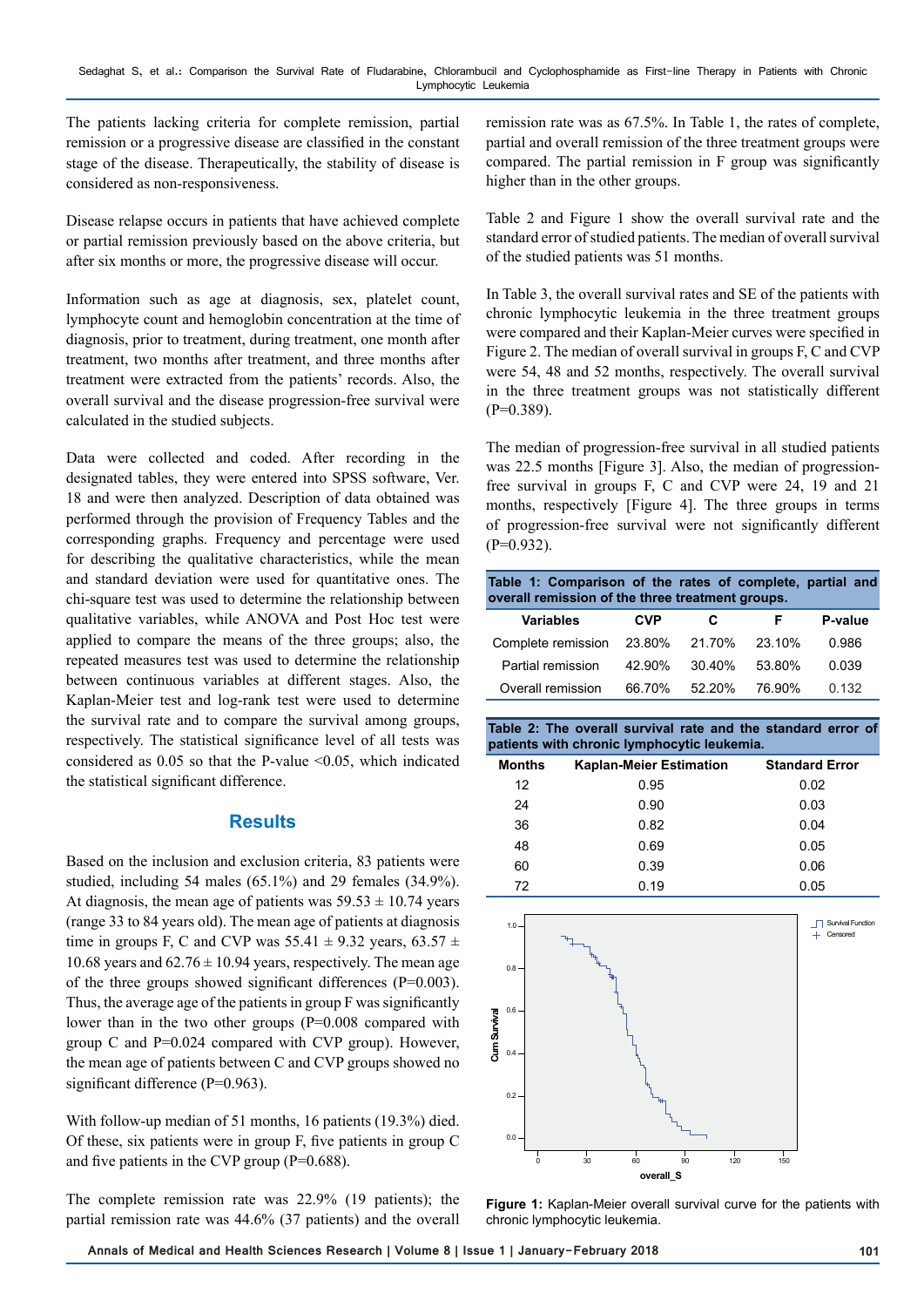The patients lacking criteria for complete remission, partial remission or a progressive disease are classified in the constant stage of the disease. Therapeutically, the stability of disease is considered as non-responsiveness.

Disease relapse occurs in patients that have achieved complete or partial remission previously based on the above criteria, but after six months or more, the progressive disease will occur.

Information such as age at diagnosis, sex, platelet count, lymphocyte count and hemoglobin concentration at the time of diagnosis, prior to treatment, during treatment, one month after treatment, two months after treatment, and three months after treatment were extracted from the patients' records. Also, the overall survival and the disease progression-free survival were calculated in the studied subjects.

Data were collected and coded. After recording in the designated tables, they were entered into SPSS software, Ver. 18 and were then analyzed. Description of data obtained was performed through the provision of Frequency Tables and the corresponding graphs. Frequency and percentage were used for describing the qualitative characteristics, while the mean and standard deviation were used for quantitative ones. The chi-square test was used to determine the relationship between qualitative variables, while ANOVA and Post Hoc test were applied to compare the means of the three groups; also, the repeated measures test was used to determine the relationship between continuous variables at different stages. Also, the Kaplan-Meier test and log-rank test were used to determine the survival rate and to compare the survival among groups, respectively. The statistical significance level of all tests was considered as 0.05 so that the P-value <0.05, which indicated the statistical significant difference.

## Results

Based on the inclusion and exclusion criteria, 83 patients were studied, including 54 males (65.1%) and 29 females (34.9%). At diagnosis, the mean age of patients was 59.53 ± 10.74 years (range 33 to 84 years old). The mean age of patients at diagnosis time in groups F, C and CVP was 55.41 ± 9.32 years, 63.57 ± 10.68 years and 62.76 ± 10.94 years, respectively. The mean age of the three groups showed significant differences (P=0.003). Thus, the average age of the patients in group F was significantly lower than in the two other groups (P=0.008 compared with group C and P=0.024 compared with CVP group). However, the mean age of patients between C and CVP groups showed no significant difference (P=0.963).

With follow-up median of 51 months, 16 patients (19.3%) died. Of these, six patients were in group F, five patients in group C and five patients in the CVP group (P=0.688).

The complete remission rate was 22.9% (19 patients); the partial remission rate was 44.6% (37 patients) and the overall remission rate was as 67.5%. In Table 1, the rates of complete, partial and overall remission of the three treatment groups were compared. The partial remission in F group was significantly higher than in the other groups.

Table 2 and Figure 1 show the overall survival rate and the standard error of studied patients. The median of overall survival of the studied patients was 51 months.

In Table 3, the overall survival rates and SE of the patients with chronic lymphocytic leukemia in the three treatment groups were compared and their Kaplan-Meier curves were specified in Figure 2. The median of overall survival in groups F, C and CVP were 54, 48 and 52 months, respectively. The overall survival in the three treatment groups was not statistically different (P=0.389).

The median of progression-free survival in all studied patients was 22.5 months [Figure 3]. Also, the median of progression-free survival in groups F, C and CVP were 24, 19 and 21 months, respectively [Figure 4]. The three groups in terms of progression-free survival were not significantly different (P=0.932).

**Table 1: Comparison of the rates of complete, partial and overall remission of the three treatment groups.**

| Variables | CVP | C | F | P-value |
|---|---|---|---|---|
| Complete remission | 23.80% | 21.70% | 23.10% | 0.986 |
| Partial remission | 42.90% | 30.40% | 53.80% | 0.039 |
| Overall remission | 66.70% | 52.20% | 76.90% | 0.132 |

**Table 2: The overall survival rate and the standard error of patients with chronic lymphocytic leukemia.**

| Months | Kaplan-Meier Estimation | Standard Error |
|---|---|---|
| 12 | 0.95 | 0.02 |
| 24 | 0.90 | 0.03 |
| 36 | 0.82 | 0.04 |
| 48 | 0.69 | 0.05 |
| 60 | 0.39 | 0.06 |
| 72 | 0.19 | 0.05 |

**Figure 1:** Kaplan-Meier overall survival curve for the patients with chronic lymphocytic leukemia.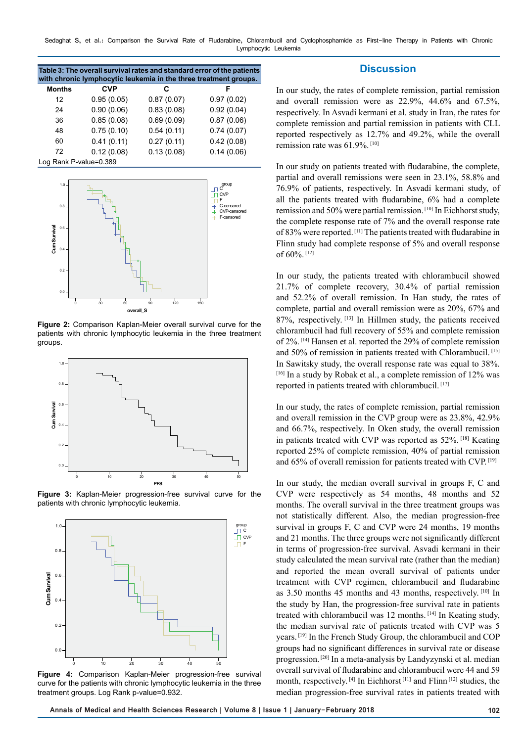**Table 3: The overall survival rates and standard error of the patients with chronic lymphocytic leukemia in the three treatment groups.**

| Months | CVP | C | F |
|---|---|---|---|
| 12 | 0.95 (0.05) | 0.87 (0.07) | 0.97 (0.02) |
| 24 | 0.90 (0.06) | 0.83 (0.08) | 0.92 (0.04) |
| 36 | 0.85 (0.08) | 0.69 (0.09) | 0.87 (0.06) |
| 48 | 0.75 (0.10) | 0.54 (0.11) | 0.74 (0.07) |
| 60 | 0.41 (0.11) | 0.27 (0.11) | 0.42 (0.08) |
| 72 | 0.12 (0.08) | 0.13 (0.08) | 0.14 (0.06) |

Log Rank P-value=0.389

**Figure 2:** Comparison Kaplan-Meier overall survival curve for the patients with chronic lymphocytic leukemia in the three treatment groups.

**Figure 3:** Kaplan-Meier progression-free survival curve for the patients with chronic lymphocytic leukemia.

**Figure 4:** Comparison Kaplan-Meier progression-free survival curve for the patients with chronic lymphocytic leukemia in the three treatment groups. Log Rank p-value=0.932.

## Discussion

In our study, the rates of complete remission, partial remission and overall remission were as 22.9%, 44.6% and 67.5%, respectively. In Asvadi kermani et al. study in Iran, the rates for complete remission and partial remission in patients with CLL reported respectively as 12.7% and 49.2%, while the overall remission rate was 61.9%.[10]

In our study on patients treated with fludarabine, the complete, partial and overall remissions were seen in 23.1%, 58.8% and 76.9% of patients, respectively. In Asvadi kermani study, of all the patients treated with fludarabine, 6% had a complete remission and 50% were partial remission.[10] In Eichhorst study, the complete response rate of 7% and the overall response rate of 83% were reported.[11] The patients treated with fludarabine in Flinn study had complete response of 5% and overall response of 60%.[12]

In our study, the patients treated with chlorambucil showed 21.7% of complete recovery, 30.4% of partial remission and 52.2% of overall remission. In Han study, the rates of complete, partial and overall remission were as 20%, 67% and 87%, respectively.[13] In Hillmen study, the patients received chlorambucil had full recovery of 55% and complete remission of 2%.[14] Hansen et al. reported the 29% of complete remission and 50% of remission in patients treated with Chlorambucil.[15] In Sawitsky study, the overall response rate was equal to 38%.[16] In a study by Robak et al., a complete remission of 12% was reported in patients treated with chlorambucil.[17]

In our study, the rates of complete remission, partial remission and overall remission in the CVP group were as 23.8%, 42.9% and 66.7%, respectively. In Oken study, the overall remission in patients treated with CVP was reported as 52%.[18] Keating reported 25% of complete remission, 40% of partial remission and 65% of overall remission for patients treated with CVP.[19]

In our study, the median overall survival in groups F, C and CVP were respectively as 54 months, 48 months and 52 months. The overall survival in the three treatment groups was not statistically different. Also, the median progression-free survival in groups F, C and CVP were 24 months, 19 months and 21 months. The three groups were not significantly different in terms of progression-free survival. Asvadi kermani in their study calculated the mean survival rate (rather than the median) and reported the mean overall survival of patients under treatment with CVP regimen, chlorambucil and fludarabine as 3.50 months 45 months and 43 months, respectively.[10] In the study by Han, the progression-free survival rate in patients treated with chlorambucil was 12 months.[14] In Keating study, the median survival rate of patients treated with CVP was 5 years.[19] In the French Study Group, the chlorambucil and COP groups had no significant differences in survival rate or disease progression.[20] In a meta-analysis by Landyzynski et al. median overall survival of fludarabine and chlorambucil were 44 and 59 month, respectively.[4] In Eichhorst[11] and Flinn[12] studies, the median progression-free survival rates in patients treated with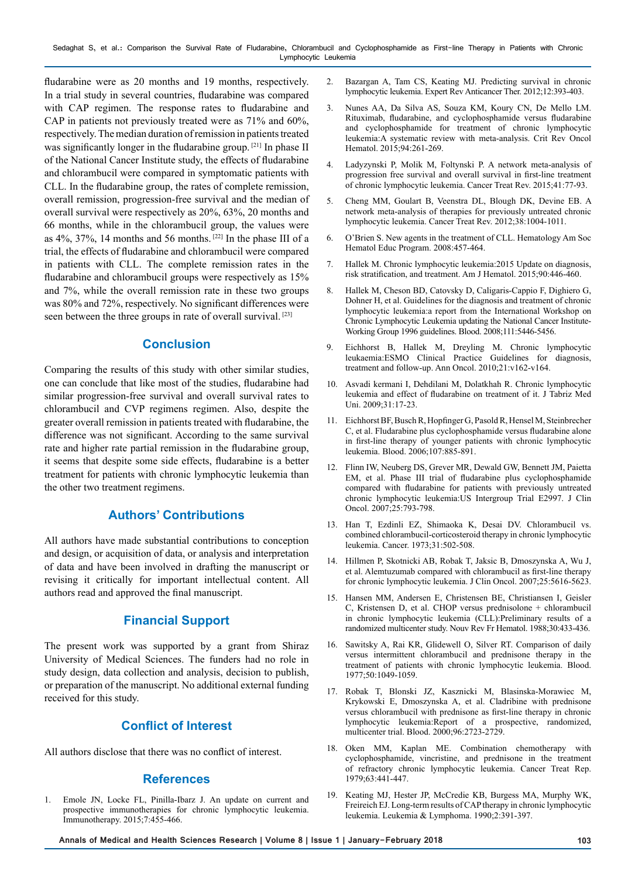fludarabine were as 20 months and 19 months, respectively. In a trial study in several countries, fludarabine was compared with CAP regimen. The response rates to fludarabine and CAP in patients not previously treated were as 71% and 60%, respectively. The median duration of remission in patients treated was significantly longer in the fludarabine group. [21] In phase II of the National Cancer Institute study, the effects of fludarabine and chlorambucil were compared in symptomatic patients with CLL. In the fludarabine group, the rates of complete remission, overall remission, progression-free survival and the median of overall survival were respectively as 20%, 63%, 20 months and 66 months, while in the chlorambucil group, the values were as 4%, 37%, 14 months and 56 months. [22] In the phase III of a trial, the effects of fludarabine and chlorambucil were compared in patients with CLL. The complete remission rates in the fludarabine and chlorambucil groups were respectively as 15% and 7%, while the overall remission rate in these two groups was 80% and 72%, respectively. No significant differences were seen between the three groups in rate of overall survival. [23]

## Conclusion

Comparing the results of this study with other similar studies, one can conclude that like most of the studies, fludarabine had similar progression-free survival and overall survival rates to chlorambucil and CVP regimens regimen. Also, despite the greater overall remission in patients treated with fludarabine, the difference was not significant. According to the same survival rate and higher rate partial remission in the fludarabine group, it seems that despite some side effects, fludarabine is a better treatment for patients with chronic lymphocytic leukemia than the other two treatment regimens.

## Authors' Contributions

All authors have made substantial contributions to conception and design, or acquisition of data, or analysis and interpretation of data and have been involved in drafting the manuscript or revising it critically for important intellectual content. All authors read and approved the final manuscript.

## Financial Support

The present work was supported by a grant from Shiraz University of Medical Sciences. The funders had no role in study design, data collection and analysis, decision to publish, or preparation of the manuscript. No additional external funding received for this study.

## Conflict of Interest

All authors disclose that there was no conflict of interest.

## References

1. Emole JN, Locke FL, Pinilla-Ibarz J. An update on current and prospective immunotherapies for chronic lymphocytic leukemia. Immunotherapy. 2015;7:455-466.
2. Bazargan A, Tam CS, Keating MJ. Predicting survival in chronic lymphocytic leukemia. Expert Rev Anticancer Ther. 2012;12:393-403.
3. Nunes AA, Da Silva AS, Souza KM, Koury CN, De Mello LM. Rituximab, fludarabine, and cyclophosphamide versus fludarabine and cyclophosphamide for treatment of chronic lymphocytic leukemia:A systematic review with meta-analysis. Crit Rev Oncol Hematol. 2015;94:261-269.
4. Ladyzynski P, Molik M, Foltynski P. A network meta-analysis of progression free survival and overall survival in first-line treatment of chronic lymphocytic leukemia. Cancer Treat Rev. 2015;41:77-93.
5. Cheng MM, Goulart B, Veenstra DL, Blough DK, Devine EB. A network meta-analysis of therapies for previously untreated chronic lymphocytic leukemia. Cancer Treat Rev. 2012;38:1004-1011.
6. O'Brien S. New agents in the treatment of CLL. Hematology Am Soc Hematol Educ Program. 2008:457-464.
7. Hallek M. Chronic lymphocytic leukemia:2015 Update on diagnosis, risk stratification, and treatment. Am J Hematol. 2015;90:446-460.
8. Hallek M, Cheson BD, Catovsky D, Caligaris-Cappio F, Dighiero G, Dohner H, et al. Guidelines for the diagnosis and treatment of chronic lymphocytic leukemia:a report from the International Workshop on Chronic Lymphocytic Leukemia updating the National Cancer Institute-Working Group 1996 guidelines. Blood. 2008;111:5446-5456.
9. Eichhorst B, Hallek M, Dreyling M. Chronic lymphocytic leukaemia:ESMO Clinical Practice Guidelines for diagnosis, treatment and follow-up. Ann Oncol. 2010;21:v162-v164.
10. Asvadi kermani I, Dehdilani M, Dolatkhah R. Chronic lymphocytic leukemia and effect of fludarabine on treatment of it. J Tabriz Med Uni. 2009;31:17-23.
11. Eichhorst BF, Busch R, Hopfinger G, Pasold R, Hensel M, Steinbrecher C, et al. Fludarabine plus cyclophosphamide versus fludarabine alone in first-line therapy of younger patients with chronic lymphocytic leukemia. Blood. 2006;107:885-891.
12. Flinn IW, Neuberg DS, Grever MR, Dewald GW, Bennett JM, Paietta EM, et al. Phase III trial of fludarabine plus cyclophosphamide compared with fludarabine for patients with previously untreated chronic lymphocytic leukemia:US Intergroup Trial E2997. J Clin Oncol. 2007;25:793-798.
13. Han T, Ezdinli EZ, Shimaoka K, Desai DV. Chlorambucil vs. combined chlorambucil-corticosteroid therapy in chronic lymphocytic leukemia. Cancer. 1973;31:502-508.
14. Hillmen P, Skotnicki AB, Robak T, Jaksic B, Dmoszynska A, Wu J, et al. Alemtuzumab compared with chlorambucil as first-line therapy for chronic lymphocytic leukemia. J Clin Oncol. 2007;25:5616-5623.
15. Hansen MM, Andersen E, Christensen BE, Christiansen I, Geisler C, Kristensen D, et al. CHOP versus prednisolone + chlorambucil in chronic lymphocytic leukemia (CLL):Preliminary results of a randomized multicenter study. Nouv Rev Fr Hematol. 1988;30:433-436.
16. Sawitsky A, Rai KR, Glidewell O, Silver RT. Comparison of daily versus intermittent chlorambucil and prednisone therapy in the treatment of patients with chronic lymphocytic leukemia. Blood. 1977;50:1049-1059.
17. Robak T, Blonski JZ, Kasznicki M, Blasinska-Morawiec M, Krykowski E, Dmoszynska A, et al. Cladribine with prednisone versus chlorambucil with prednisone as first-line therapy in chronic lymphocytic leukemia:Report of a prospective, randomized, multicenter trial. Blood. 2000;96:2723-2729.
18. Oken MM, Kaplan ME. Combination chemotherapy with cyclophosphamide, vincristine, and prednisone in the treatment of refractory chronic lymphocytic leukemia. Cancer Treat Rep. 1979;63:441-447.
19. Keating MJ, Hester JP, McCredie KB, Burgess MA, Murphy WK, Freireich EJ. Long-term results of CAP therapy in chronic lymphocytic leukemia. Leukemia & Lymphoma. 1990;2:391-397.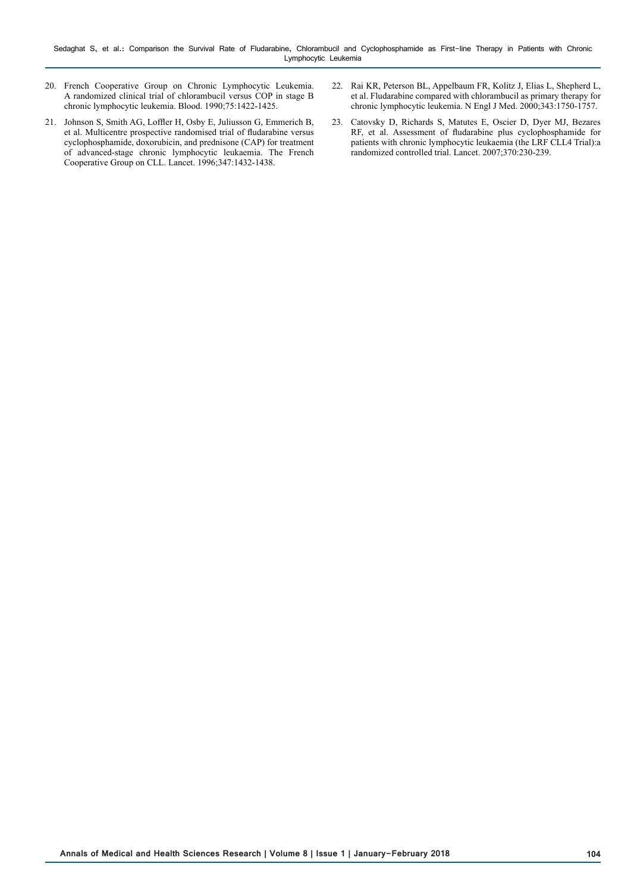20. French Cooperative Group on Chronic Lymphocytic Leukemia. A randomized clinical trial of chlorambucil versus COP in stage B chronic lymphocytic leukemia. Blood. 1990;75:1422-1425.
21. Johnson S, Smith AG, Loffler H, Osby E, Juliusson G, Emmerich B, et al. Multicentre prospective randomised trial of fludarabine versus cyclophosphamide, doxorubicin, and prednisone (CAP) for treatment of advanced-stage chronic lymphocytic leukaemia. The French Cooperative Group on CLL. Lancet. 1996;347:1432-1438.
22. Rai KR, Peterson BL, Appelbaum FR, Kolitz J, Elias L, Shepherd L, et al. Fludarabine compared with chlorambucil as primary therapy for chronic lymphocytic leukemia. N Engl J Med. 2000;343:1750-1757.
23. Catovsky D, Richards S, Matutes E, Oscier D, Dyer MJ, Bezares RF, et al. Assessment of fludarabine plus cyclophosphamide for patients with chronic lymphocytic leukaemia (the LRF CLL4 Trial):a randomized controlled trial. Lancet. 2007;370:230-239.